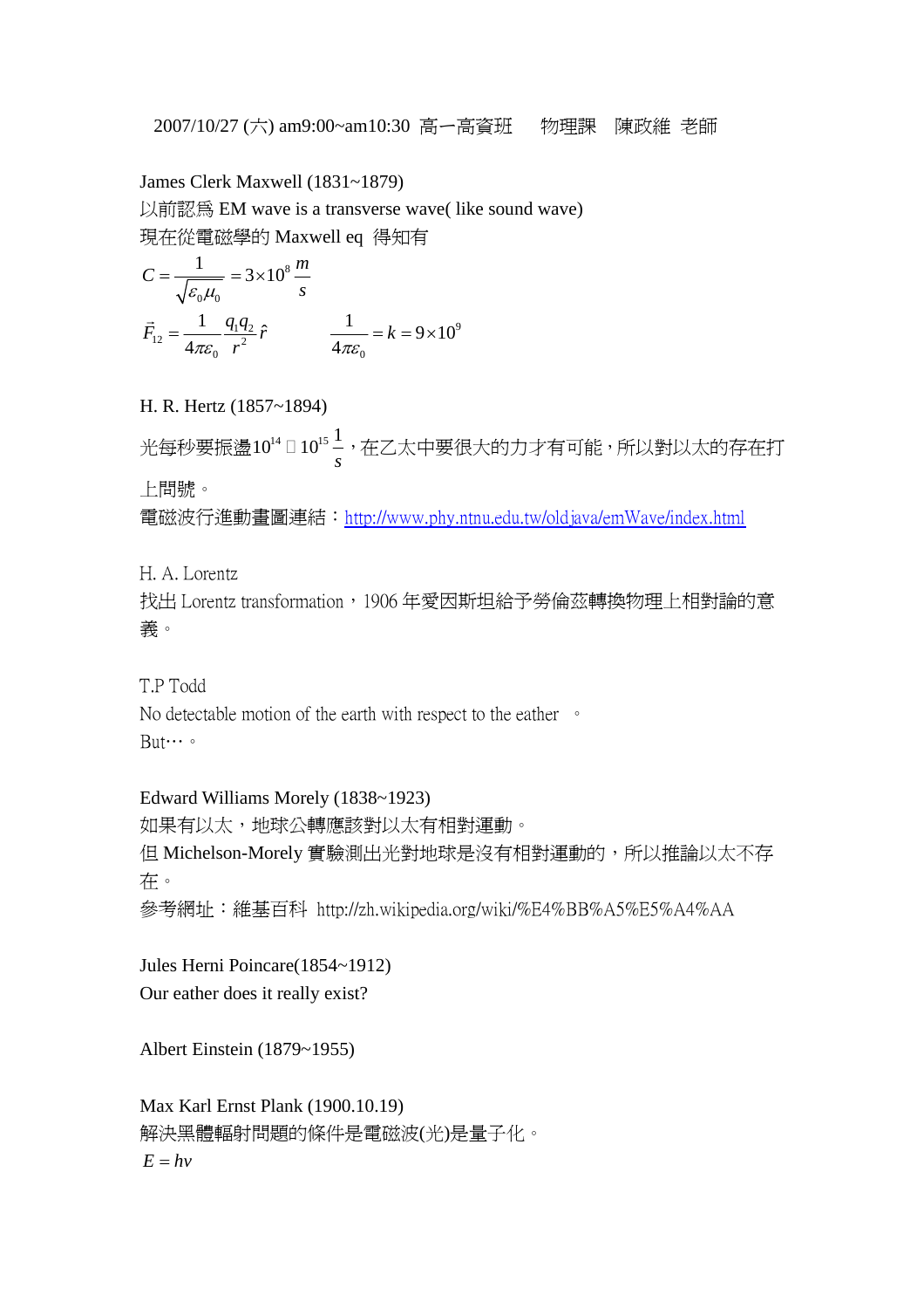2007/10/27 (六) am9:00~am10:30 高一高資班　物理課　陳政維 老師

James Clerk Maxwell (1831~1879)

以前認爲 EM wave is a transverse wave( like sound wave)

現在從電磁學的 Maxwell eq 得知有

$$C = \frac{1}{\sqrt{\varepsilon_0 \mu_0}} = 3\times10^8 \frac{m}{s}$$

$$\vec{F}_{12} = \frac{1}{4\pi\varepsilon_0}\frac{q_1 q_2}{r^2}\hat{r} \qquad \frac{1}{4\pi\varepsilon_0} = k = 9\times10^9$$

H. R. Hertz (1857~1894)

光每秒要振盪$10^{14}$ ～ $10^{15}\frac{1}{s}$，在乙太中要很大的力才有可能，所以對以太的存在打上問號。

電磁波行進動畫圖連結：[http://www.phy.ntnu.edu.tw/oldjava/emWave/index.html](http://www.phy.ntnu.edu.tw/oldjava/emWave/index.html)

H. A. Lorentz

找出 Lorentz transformation，1906 年愛因斯坦給予勞倫茲轉換物理上相對論的意義。

T.P Todd

No detectable motion of the earth with respect to the eather 。

But…。

Edward Williams Morely (1838~1923)

如果有以太，地球公轉應該對以太有相對運動。

但 Michelson-Morely 實驗測出光對地球是沒有相對運動的，所以推論以太不存在。

參考網址：維基百科 http://zh.wikipedia.org/wiki/%E4%BB%A5%E5%A4%AA

Jules Herni Poincare(1854~1912)

Our eather does it really exist?

Albert Einstein (1879~1955)

Max Karl Ernst Plank (1900.10.19)

解決黑體輻射問題的條件是電磁波(光)是量子化。

$E = hv$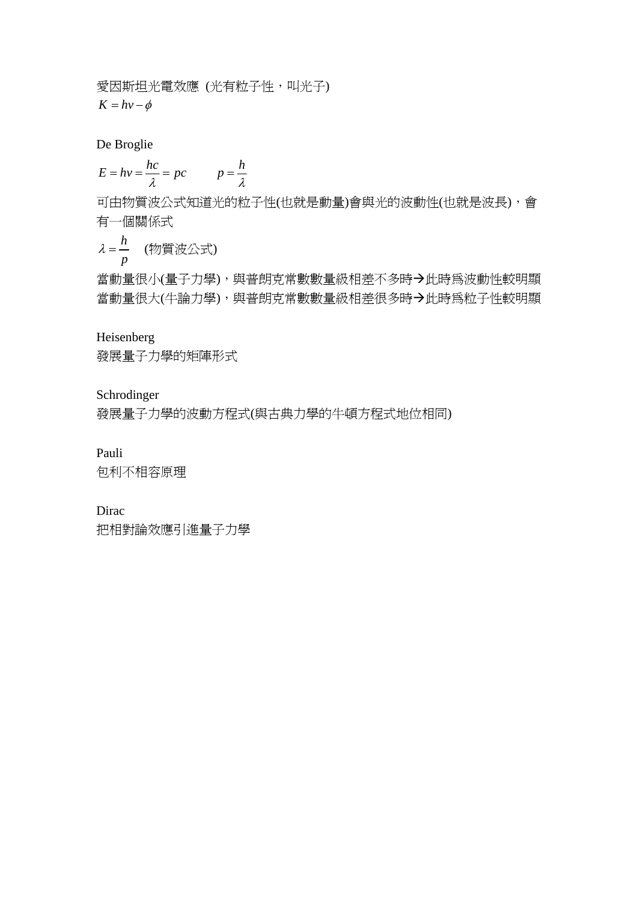愛因斯坦光電效應 (光有粒子性，叫光子)

$K = h\nu - \phi$

De Broglie

$$E = h\nu = \frac{hc}{\lambda} = pc \qquad p = \frac{h}{\lambda}$$

可由物質波公式知道光的粒子性(也就是動量)會與光的波動性(也就是波長)，會有一個關係式

$$\lambda = \frac{h}{p} \quad \text{(物質波公式)}$$

當動量很小(量子力學)，與普朗克常數數量級相差不多時→此時爲波動性較明顯
當動量很大(牛論力學)，與普朗克常數數量級相差很多時→此時爲粒子性較明顯

Heisenberg
發展量子力學的矩陣形式

Schrodinger
發展量子力學的波動方程式(與古典力學的牛頓方程式地位相同)

Pauli
包利不相容原理

Dirac
把相對論效應引進量子力學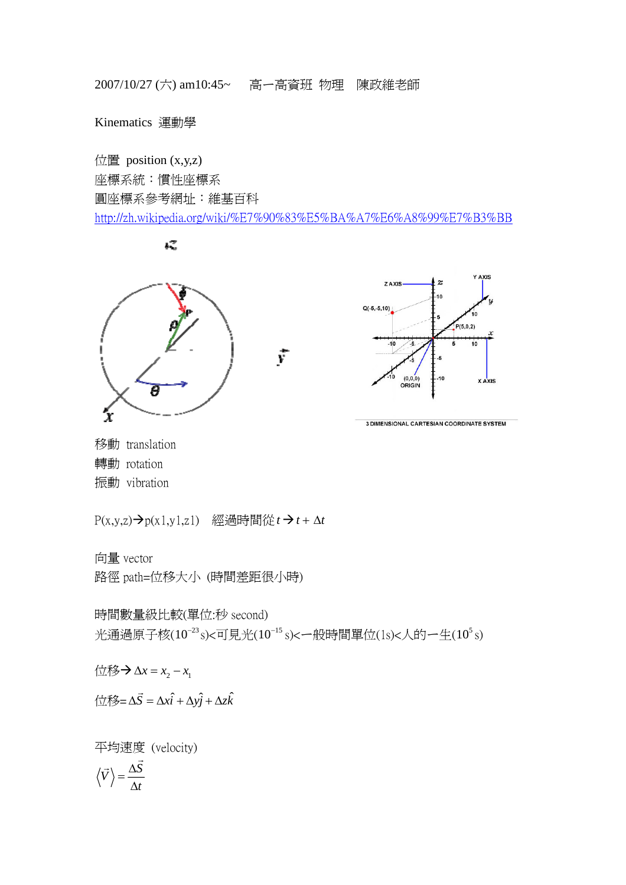2007/10/27 (六) am10:45~　　高一高資班 物理　陳政維老師

Kinematics 運動學

位置 position (x,y,z)
座標系統：慣性座標系
圓座標系參考網址：維基百科
http://zh.wikipedia.org/wiki/%E7%90%83%E5%BA%A7%E6%A8%99%E7%B3%BB

移動 translation
轉動 rotation
振動 vibration

P(x,y,z)→p(x1,y1,z1)　經過時間從 $t \rightarrow t + \Delta t$

向量 vector
路徑 path=位移大小 (時間差距很小時)

時間數量級比較(單位:秒 second)
光通過原子核($10^{-23}$ s)<可見光($10^{-15}$ s)<一般時間單位(1s)<人的一生($10^{5}$ s)

位移→ $\Delta x = x_2 - x_1$

位移= $\Delta \vec{S} = \Delta x\hat{i} + \Delta y\hat{j} + \Delta z\hat{k}$

平均速度 (velocity)

$$\langle \vec{V} \rangle = \frac{\Delta \vec{S}}{\Delta t}$$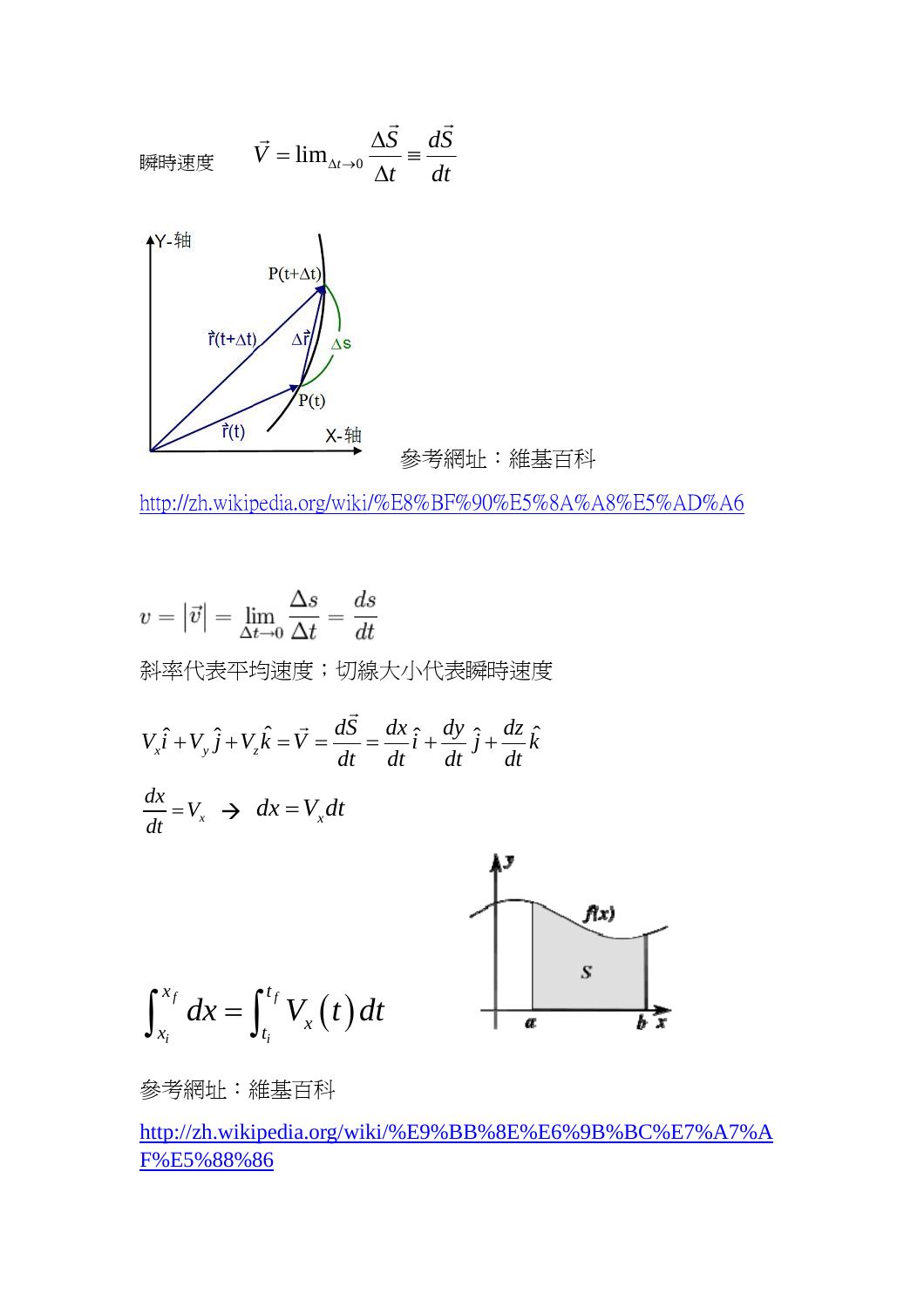瞬時速度 $\vec{V}=\lim_{\Delta t\to 0}\frac{\Delta\vec{S}}{\Delta t}\equiv\frac{d\vec{S}}{dt}$

參考網址：維基百科

http://zh.wikipedia.org/wiki/%E8%BF%90%E5%8A%A8%E5%AD%A6

$$v=|\vec{v}|=\lim_{\Delta t\to 0}\frac{\Delta s}{\Delta t}=\frac{ds}{dt}$$

斜率代表平均速度；切線大小代表瞬時速度

$$V_x\hat{i}+V_y\hat{j}+V_z\hat{k}=\vec{V}=\frac{d\vec{S}}{dt}=\frac{dx}{dt}\hat{i}+\frac{dy}{dt}\hat{j}+\frac{dz}{dt}\hat{k}$$

$$\frac{dx}{dt}=V_x \rightarrow dx=V_x dt$$

$$\int_{x_i}^{x_f}dx=\int_{t_i}^{t_f}V_x(t)\,dt$$

參考網址：維基百科

http://zh.wikipedia.org/wiki/%E9%BB%8E%E6%9B%BC%E7%A7%AF%E5%88%86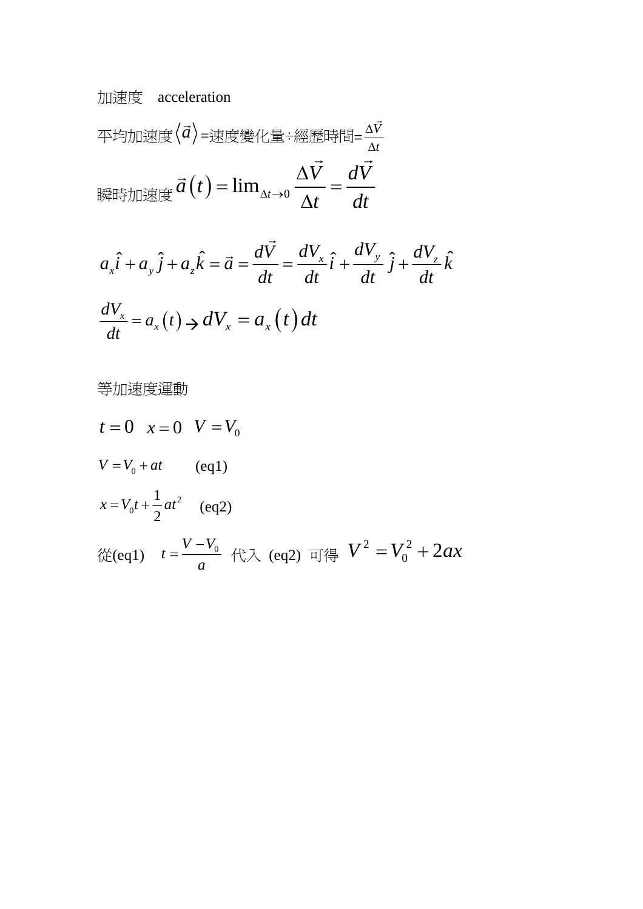加速度　acceleration

平均加速度$\langle\vec{a}\rangle$=速度變化量÷經歷時間=$\frac{\Delta\vec{V}}{\Delta t}$

瞬時加速度$\vec{a}(t)=\lim_{\Delta t\to 0}\frac{\Delta\vec{V}}{\Delta t}=\frac{d\vec{V}}{dt}$

$$a_x\hat{i}+a_y\hat{j}+a_z\hat{k}=\vec{a}=\frac{d\vec{V}}{dt}=\frac{dV_x}{dt}\hat{i}+\frac{dV_y}{dt}\hat{j}+\frac{dV_z}{dt}\hat{k}$$

$$\frac{dV_x}{dt}=a_x(t)\rightarrow dV_x=a_x(t)\,dt$$

等加速度運動

$t=0\quad x=0\quad V=V_0$

$V=V_0+at$　　(eq1)

$x=V_0t+\frac{1}{2}at^2$　　(eq2)

從(eq1)　$t=\frac{V-V_0}{a}$　代入 (eq2) 可得 $V^2=V_0^2+2ax$